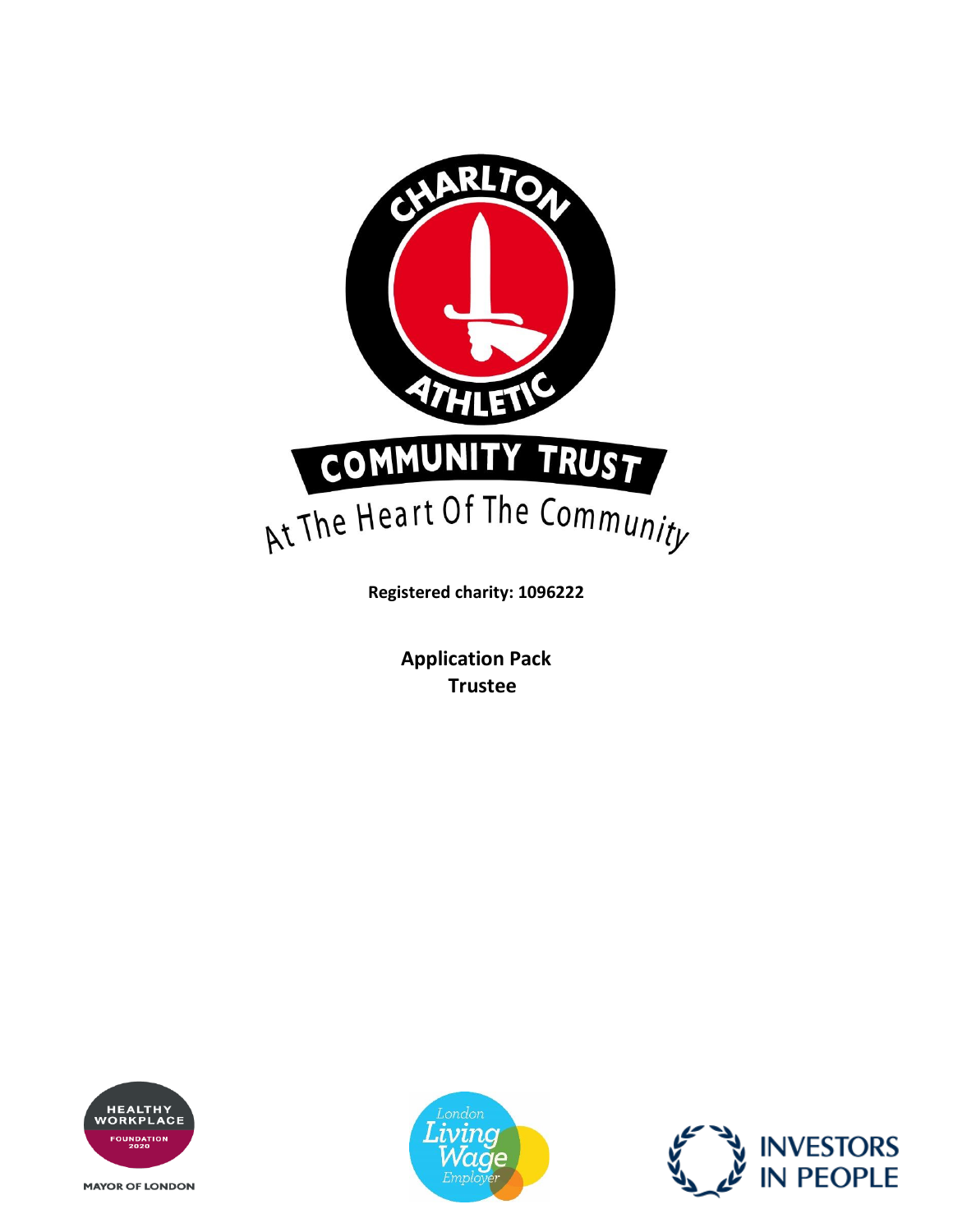Registered charity: 1096222

**Application Pack**
**Trustee**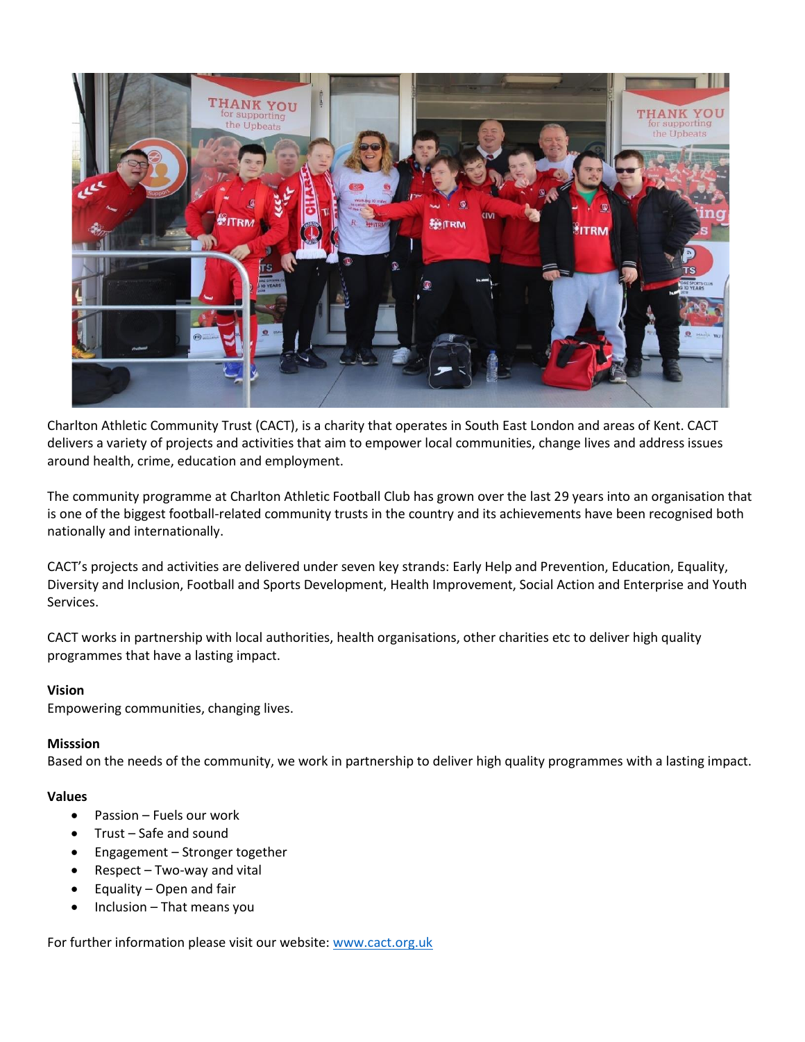Charlton Athletic Community Trust (CACT), is a charity that operates in South East London and areas of Kent. CACT delivers a variety of projects and activities that aim to empower local communities, change lives and address issues around health, crime, education and employment.

The community programme at Charlton Athletic Football Club has grown over the last 29 years into an organisation that is one of the biggest football-related community trusts in the country and its achievements have been recognised both nationally and internationally.

CACT's projects and activities are delivered under seven key strands: Early Help and Prevention, Education, Equality, Diversity and Inclusion, Football and Sports Development, Health Improvement, Social Action and Enterprise and Youth Services.

CACT works in partnership with local authorities, health organisations, other charities etc to deliver high quality programmes that have a lasting impact.

**Vision**

Empowering communities, changing lives.

**Misssion**

Based on the needs of the community, we work in partnership to deliver high quality programmes with a lasting impact.

**Values**

- Passion – Fuels our work
- Trust – Safe and sound
- Engagement – Stronger together
- Respect – Two-way and vital
- Equality – Open and fair
- Inclusion – That means you

For further information please visit our website: [www.cact.org.uk](http://www.cact.org.uk)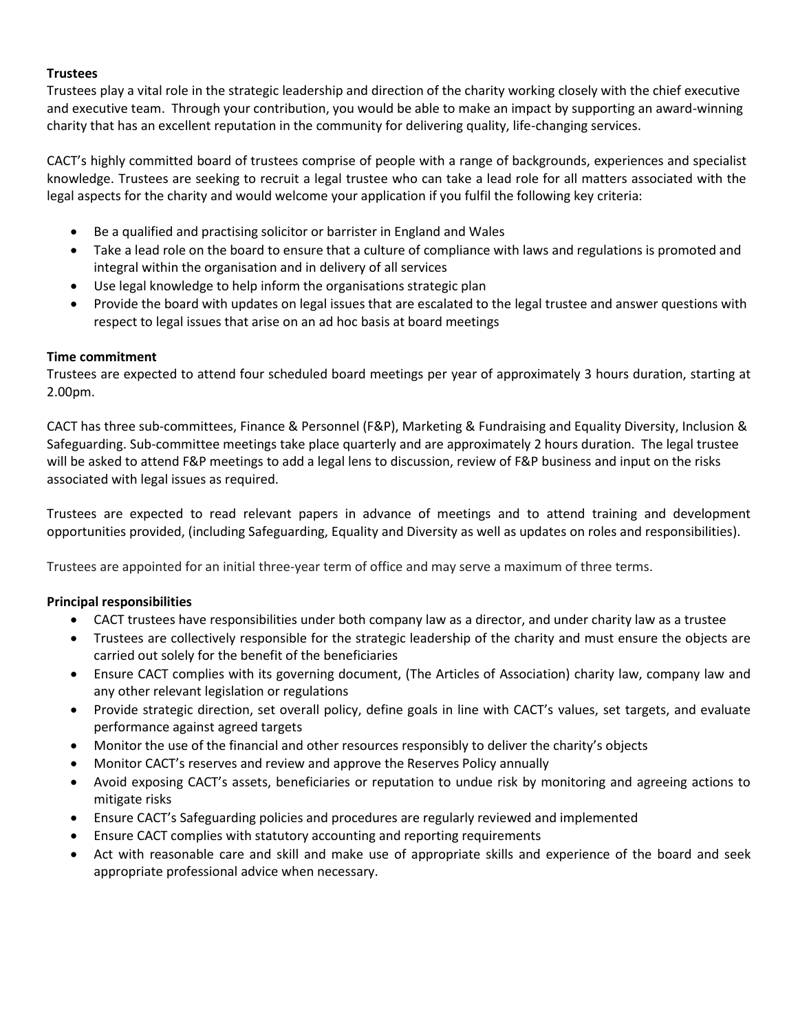**Trustees**

Trustees play a vital role in the strategic leadership and direction of the charity working closely with the chief executive and executive team. Through your contribution, you would be able to make an impact by supporting an award-winning charity that has an excellent reputation in the community for delivering quality, life-changing services.

CACT's highly committed board of trustees comprise of people with a range of backgrounds, experiences and specialist knowledge. Trustees are seeking to recruit a legal trustee who can take a lead role for all matters associated with the legal aspects for the charity and would welcome your application if you fulfil the following key criteria:

- Be a qualified and practising solicitor or barrister in England and Wales
- Take a lead role on the board to ensure that a culture of compliance with laws and regulations is promoted and integral within the organisation and in delivery of all services
- Use legal knowledge to help inform the organisations strategic plan
- Provide the board with updates on legal issues that are escalated to the legal trustee and answer questions with respect to legal issues that arise on an ad hoc basis at board meetings

**Time commitment**

Trustees are expected to attend four scheduled board meetings per year of approximately 3 hours duration, starting at 2.00pm.

CACT has three sub-committees, Finance & Personnel (F&P), Marketing & Fundraising and Equality Diversity, Inclusion & Safeguarding. Sub-committee meetings take place quarterly and are approximately 2 hours duration. The legal trustee will be asked to attend F&P meetings to add a legal lens to discussion, review of F&P business and input on the risks associated with legal issues as required.

Trustees are expected to read relevant papers in advance of meetings and to attend training and development opportunities provided, (including Safeguarding, Equality and Diversity as well as updates on roles and responsibilities).

Trustees are appointed for an initial three-year term of office and may serve a maximum of three terms.

**Principal responsibilities**

- CACT trustees have responsibilities under both company law as a director, and under charity law as a trustee
- Trustees are collectively responsible for the strategic leadership of the charity and must ensure the objects are carried out solely for the benefit of the beneficiaries
- Ensure CACT complies with its governing document, (The Articles of Association) charity law, company law and any other relevant legislation or regulations
- Provide strategic direction, set overall policy, define goals in line with CACT's values, set targets, and evaluate performance against agreed targets
- Monitor the use of the financial and other resources responsibly to deliver the charity's objects
- Monitor CACT's reserves and review and approve the Reserves Policy annually
- Avoid exposing CACT's assets, beneficiaries or reputation to undue risk by monitoring and agreeing actions to mitigate risks
- Ensure CACT's Safeguarding policies and procedures are regularly reviewed and implemented
- Ensure CACT complies with statutory accounting and reporting requirements
- Act with reasonable care and skill and make use of appropriate skills and experience of the board and seek appropriate professional advice when necessary.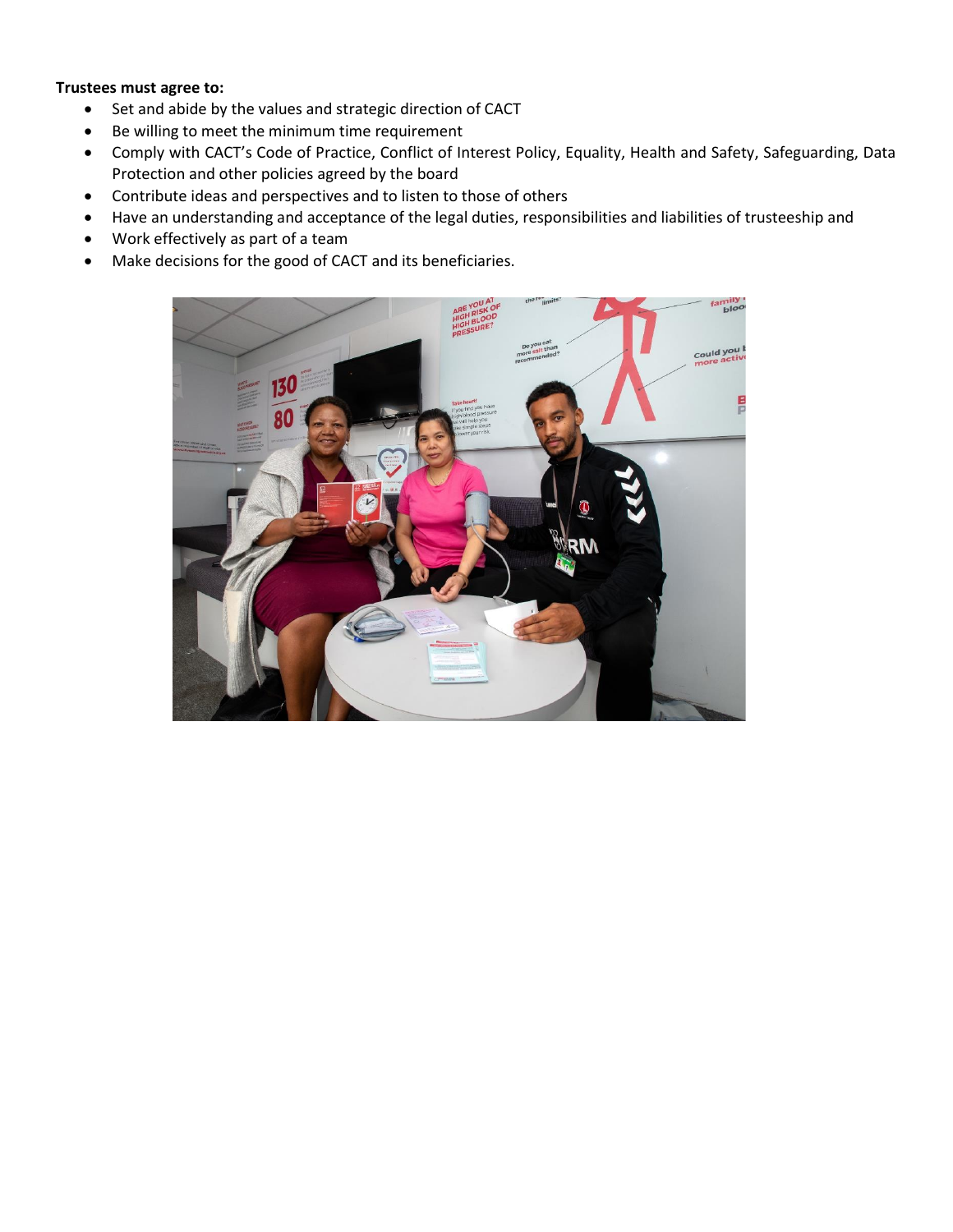**Trustees must agree to:**

- Set and abide by the values and strategic direction of CACT
- Be willing to meet the minimum time requirement
- Comply with CACT's Code of Practice, Conflict of Interest Policy, Equality, Health and Safety, Safeguarding, Data Protection and other policies agreed by the board
- Contribute ideas and perspectives and to listen to those of others
- Have an understanding and acceptance of the legal duties, responsibilities and liabilities of trusteeship and
- Work effectively as part of a team
- Make decisions for the good of CACT and its beneficiaries.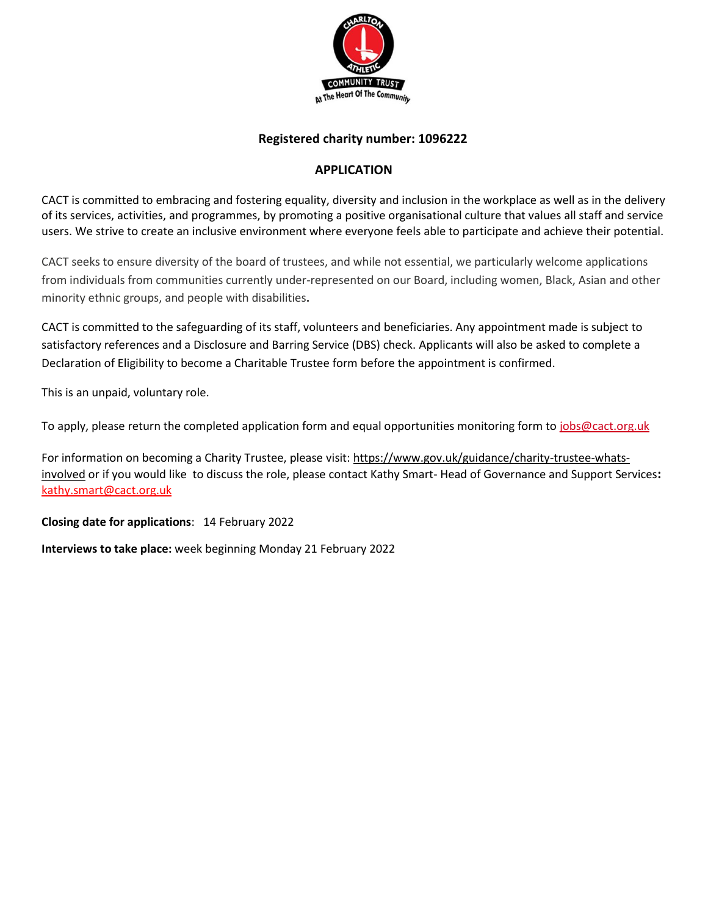**Registered charity number: 1096222**

**APPLICATION**

CACT is committed to embracing and fostering equality, diversity and inclusion in the workplace as well as in the delivery of its services, activities, and programmes, by promoting a positive organisational culture that values all staff and service users. We strive to create an inclusive environment where everyone feels able to participate and achieve their potential.

CACT seeks to ensure diversity of the board of trustees, and while not essential, we particularly welcome applications from individuals from communities currently under-represented on our Board, including women, Black, Asian and other minority ethnic groups, and people with disabilities.

CACT is committed to the safeguarding of its staff, volunteers and beneficiaries. Any appointment made is subject to satisfactory references and a Disclosure and Barring Service (DBS) check. Applicants will also be asked to complete a Declaration of Eligibility to become a Charitable Trustee form before the appointment is confirmed.

This is an unpaid, voluntary role.

To apply, please return the completed application form and equal opportunities monitoring form to jobs@cact.org.uk

For information on becoming a Charity Trustee, please visit: https://www.gov.uk/guidance/charity-trustee-whats-involved or if you would like to discuss the role, please contact Kathy Smart- Head of Governance and Support Services**:** kathy.smart@cact.org.uk

**Closing date for applications**: 14 February 2022

**Interviews to take place:** week beginning Monday 21 February 2022